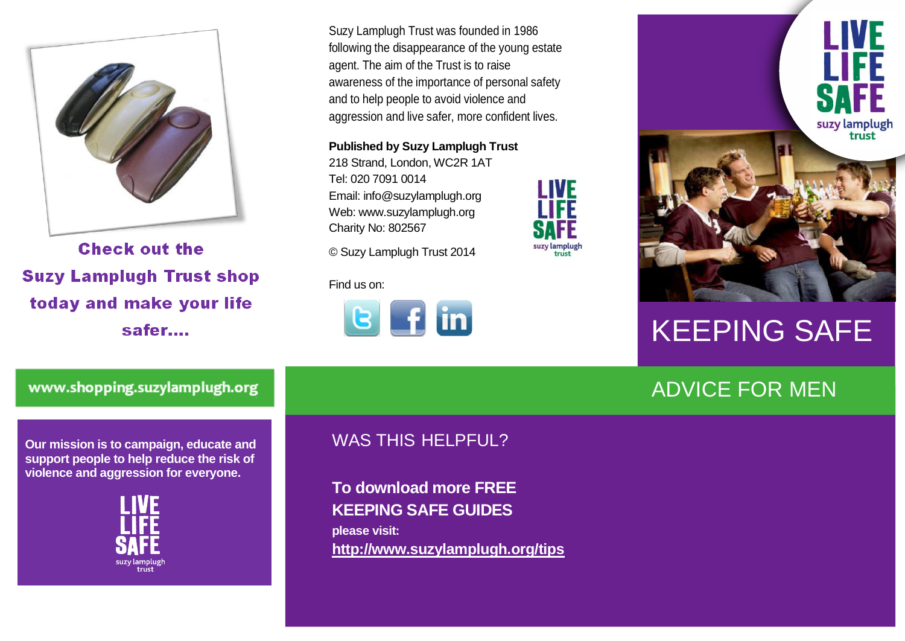Check out the Suzy Lamplugh Trust shop today and make your life safer....

www.shopping.suzylamplugh.org

**Our mission is to campaign, educate and support people to help reduce the risk of violence and aggression for everyone.**

LIVE LIFE SAFE
suzy lamplugh trust

Suzy Lamplugh Trust was founded in 1986 following the disappearance of the young estate agent. The aim of the Trust is to raise awareness of the importance of personal safety and to help people to avoid violence and aggression and live safer, more confident lives.

**Published by Suzy Lamplugh Trust**
218 Strand, London, WC2R 1AT
Tel: 020 7091 0014
Email: info@suzylamplugh.org
Web: www.suzylamplugh.org
Charity No: 802567

© Suzy Lamplugh Trust 2014

LIVE LIFE SAFE
suzy lamplugh trust

Find us on:

## WAS THIS HELPFUL?

**To download more FREE KEEPING SAFE GUIDES**
**please visit:**
**http://www.suzylamplugh.org/tips**

LIVE LIFE SAFE
suzy lamplugh trust

# KEEPING SAFE

## ADVICE FOR MEN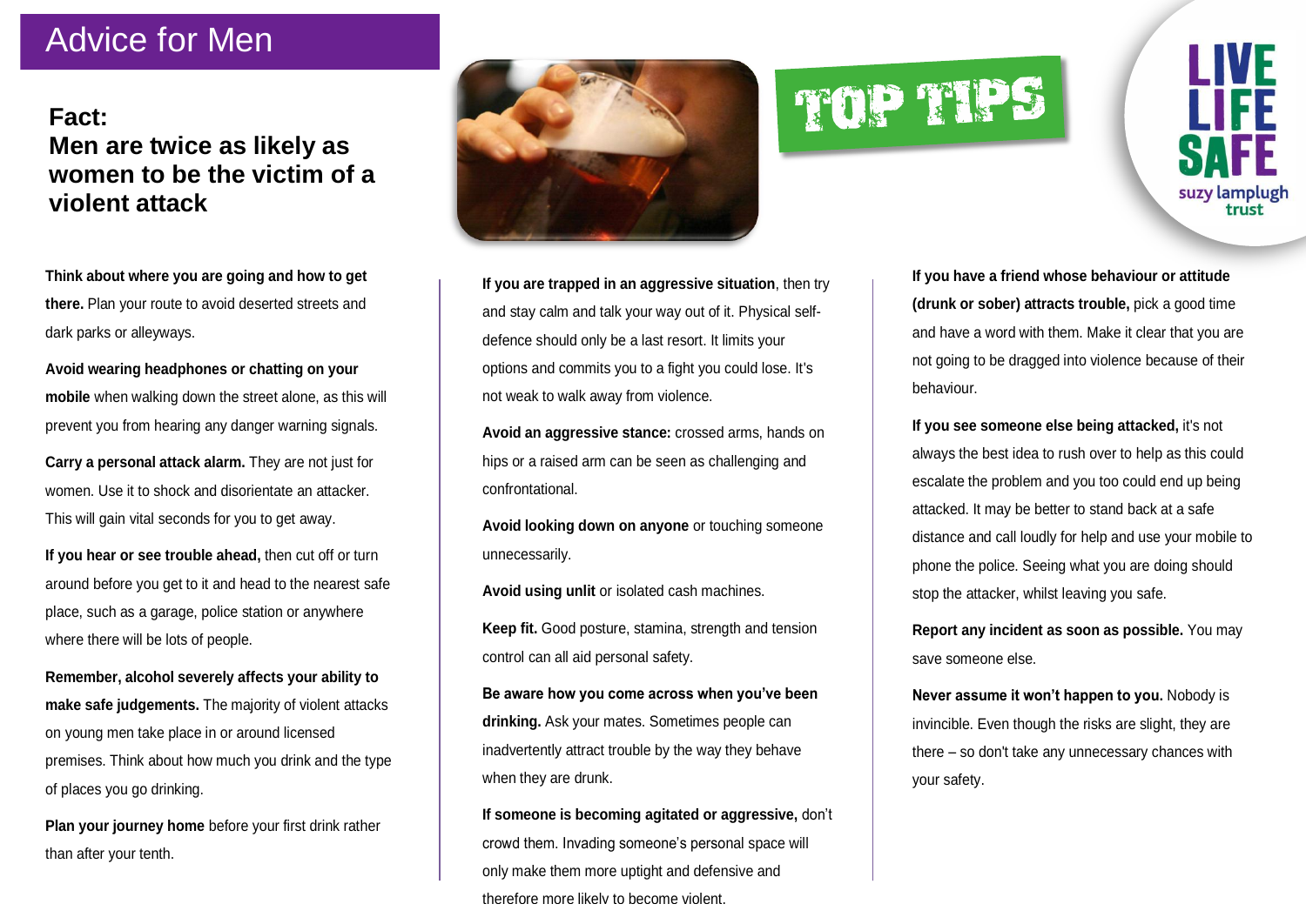# Advice for Men

**TOP TIPS**

**LIVE LIFE SAFE**
suzy lamplugh trust

## Fact:
## Men are twice as likely as women to be the victim of a violent attack

**Think about where you are going and how to get there.** Plan your route to avoid deserted streets and dark parks or alleyways.

**Avoid wearing headphones or chatting on your mobile** when walking down the street alone, as this will prevent you from hearing any danger warning signals.

**Carry a personal attack alarm.** They are not just for women. Use it to shock and disorientate an attacker. This will gain vital seconds for you to get away.

**If you hear or see trouble ahead,** then cut off or turn around before you get to it and head to the nearest safe place, such as a garage, police station or anywhere where there will be lots of people.

**Remember, alcohol severely affects your ability to make safe judgements.** The majority of violent attacks on young men take place in or around licensed premises. Think about how much you drink and the type of places you go drinking.

**Plan your journey home** before your first drink rather than after your tenth.

**If you are trapped in an aggressive situation**, then try and stay calm and talk your way out of it. Physical self-defence should only be a last resort. It limits your options and commits you to a fight you could lose. It's not weak to walk away from violence.

**Avoid an aggressive stance:** crossed arms, hands on hips or a raised arm can be seen as challenging and confrontational.

**Avoid looking down on anyone** or touching someone unnecessarily.

**Avoid using unlit** or isolated cash machines.

**Keep fit.** Good posture, stamina, strength and tension control can all aid personal safety.

**Be aware how you come across when you've been drinking.** Ask your mates. Sometimes people can inadvertently attract trouble by the way they behave when they are drunk.

**If someone is becoming agitated or aggressive,** don't crowd them. Invading someone's personal space will only make them more uptight and defensive and therefore more likely to become violent.

**If you have a friend whose behaviour or attitude (drunk or sober) attracts trouble,** pick a good time and have a word with them. Make it clear that you are not going to be dragged into violence because of their behaviour.

**If you see someone else being attacked,** it's not always the best idea to rush over to help as this could escalate the problem and you too could end up being attacked. It may be better to stand back at a safe distance and call loudly for help and use your mobile to phone the police. Seeing what you are doing should stop the attacker, whilst leaving you safe.

**Report any incident as soon as possible.** You may save someone else.

**Never assume it won't happen to you.** Nobody is invincible. Even though the risks are slight, they are there – so don't take any unnecessary chances with your safety.